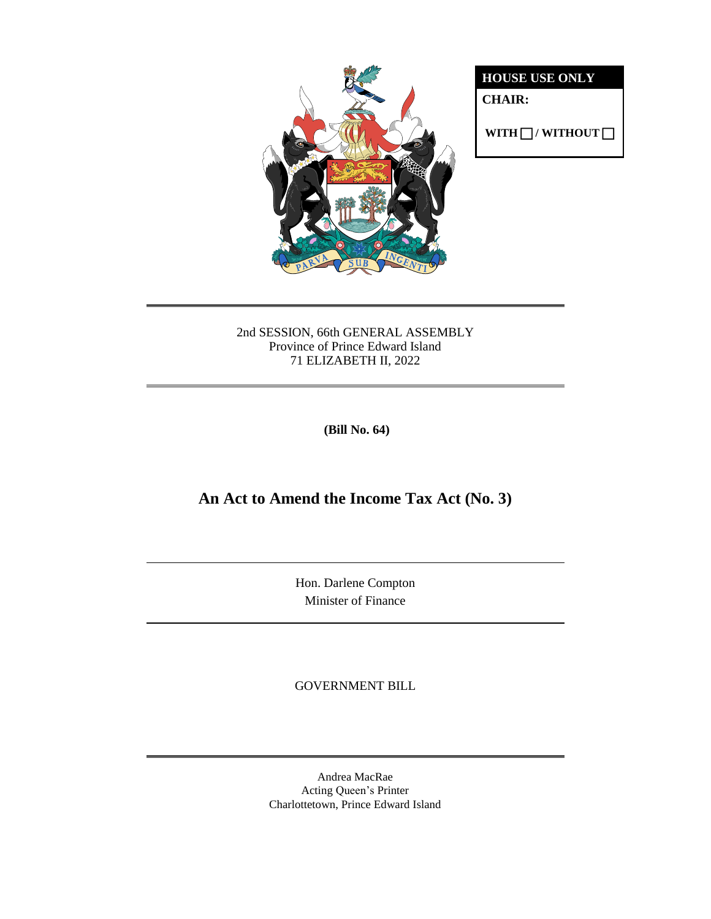| HOUSE USE ONLY |
| --- |
| **CHAIR:** |
| **WITH ☐ / WITHOUT ☐** |

2nd SESSION, 66th GENERAL ASSEMBLY
Province of Prince Edward Island
71 ELIZABETH II, 2022

**(Bill No. 64)**

# An Act to Amend the Income Tax Act (No. 3)

Hon. Darlene Compton
Minister of Finance

GOVERNMENT BILL

Andrea MacRae
Acting Queen's Printer
Charlottetown, Prince Edward Island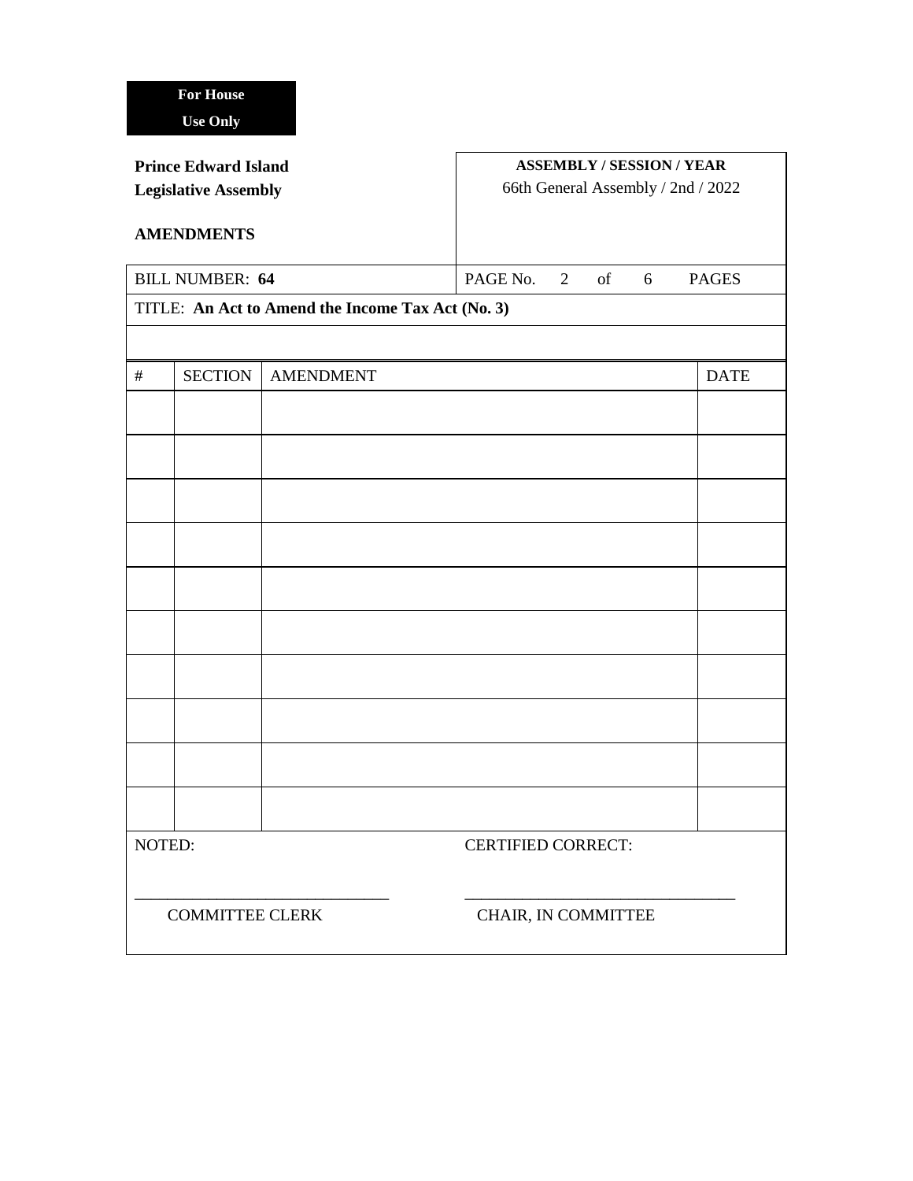**For House Use Only**

| **Prince Edward Island Legislative Assembly**<br><br>**AMENDMENTS** | **ASSEMBLY / SESSION / YEAR**<br>66th General Assembly / 2nd / 2022 |
| --- | --- |
| BILL NUMBER: **64** | PAGE No. 2 of 6 PAGES |

TITLE: **An Act to Amend the Income Tax Act (No. 3)**

| # | SECTION | AMENDMENT | DATE |
| --- | --- | --- | --- |
| | | | |
| | | | |
| | | | |
| | | | |
| | | | |
| | | | |
| | | | |
| | | | |
| | | | |
| | | | |

| NOTED: | CERTIFIED CORRECT: |
| --- | --- |
| ______________________________ | ________________________________ |
| COMMITTEE CLERK | CHAIR, IN COMMITTEE |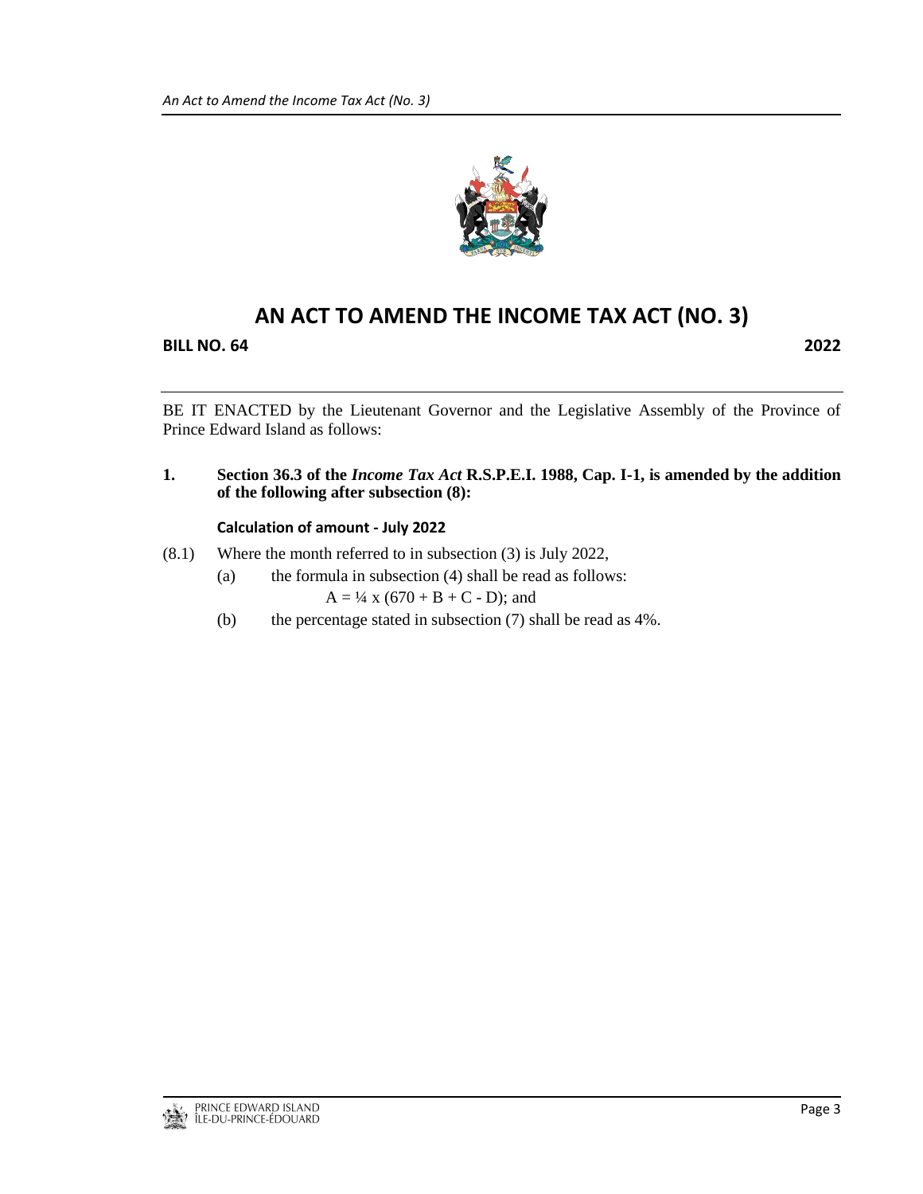# AN ACT TO AMEND THE INCOME TAX ACT (NO. 3)

**BILL NO. 64** **2022**

BE IT ENACTED by the Lieutenant Governor and the Legislative Assembly of the Province of Prince Edward Island as follows:

**1. Section 36.3 of the *Income Tax Act* R.S.P.E.I. 1988, Cap. I-1, is amended by the addition of the following after subsection (8):**

**Calculation of amount - July 2022**

(8.1) Where the month referred to in subsection (3) is July 2022,

(a) the formula in subsection (4) shall be read as follows:

$$A = \frac{1}{4} \times (670 + B + C - D); \text{ and}$$

(b) the percentage stated in subsection (7) shall be read as 4%.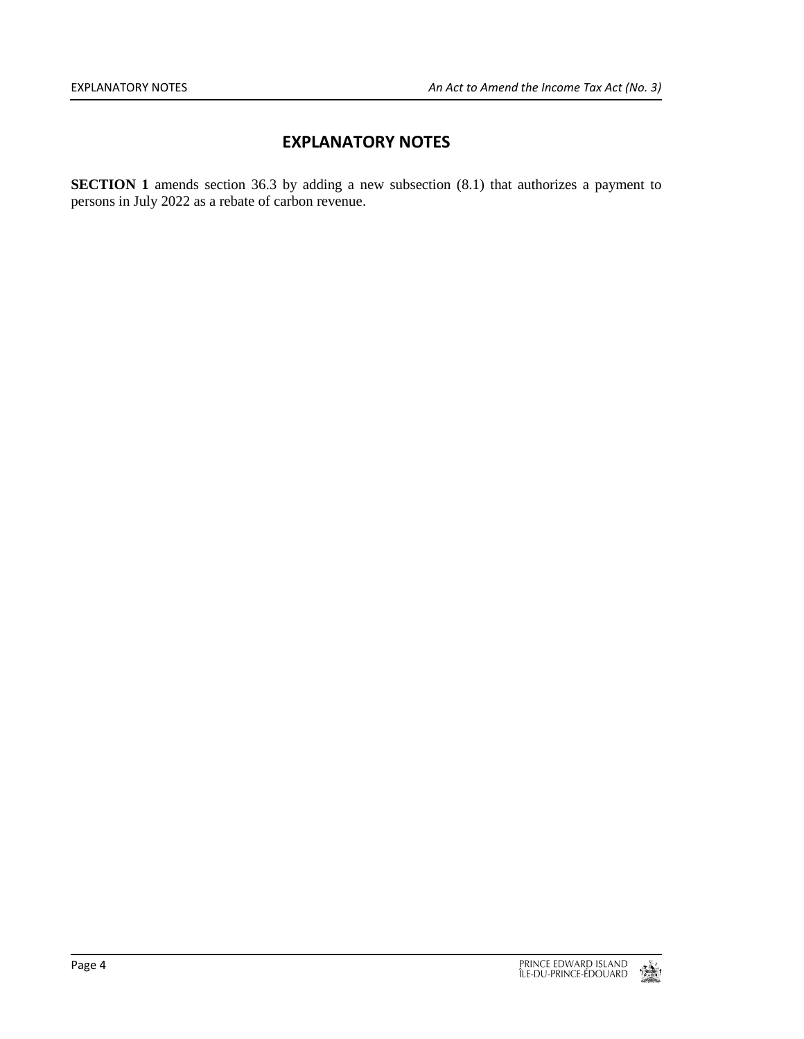# EXPLANATORY NOTES

**SECTION 1** amends section 36.3 by adding a new subsection (8.1) that authorizes a payment to persons in July 2022 as a rebate of carbon revenue.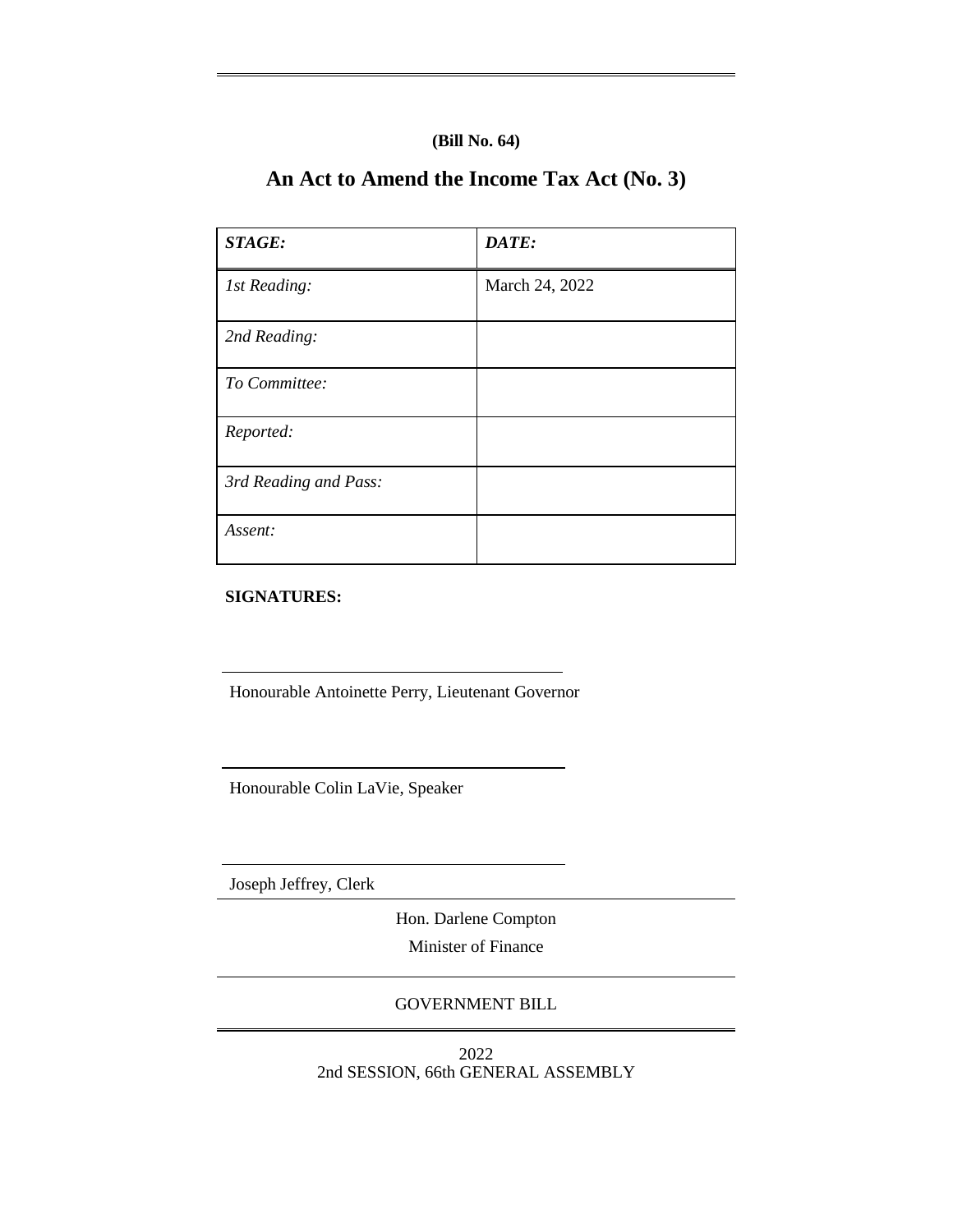**(Bill No. 64)**

# An Act to Amend the Income Tax Act (No. 3)

| *STAGE:* | *DATE:* |
|---|---|
| *1st Reading:* | March 24, 2022 |
| *2nd Reading:* | |
| *To Committee:* | |
| *Reported:* | |
| *3rd Reading and Pass:* | |
| *Assent:* | |

**SIGNATURES:**

Honourable Antoinette Perry, Lieutenant Governor

Honourable Colin LaVie, Speaker

Joseph Jeffrey, Clerk

Hon. Darlene Compton

Minister of Finance

GOVERNMENT BILL

2022

2nd SESSION, 66th GENERAL ASSEMBLY